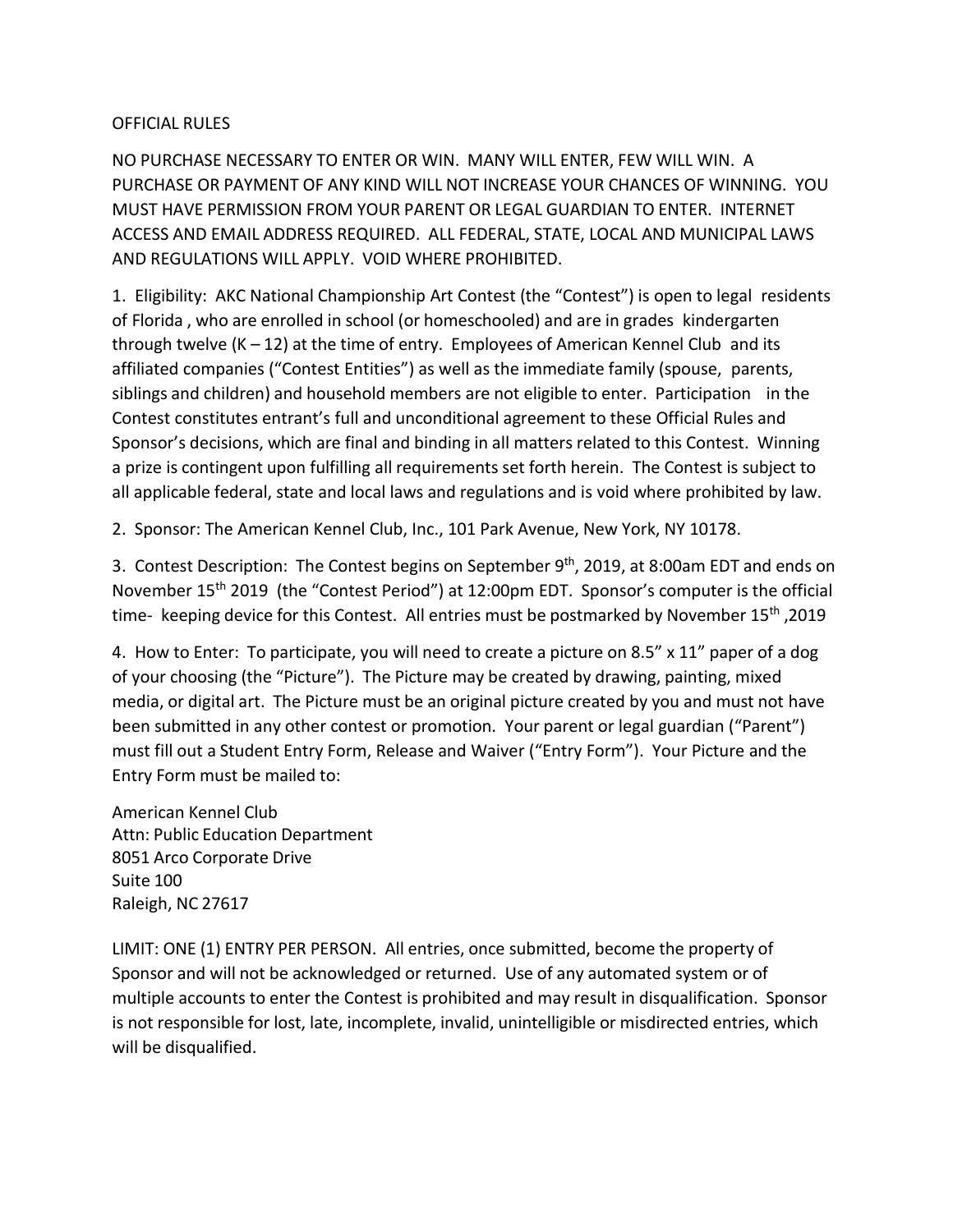# OFFICIAL RULES

NO PURCHASE NECESSARY TO ENTER OR WIN. MANY WILL ENTER, FEW WILL WIN. A PURCHASE OR PAYMENT OF ANY KIND WILL NOT INCREASE YOUR CHANCES OF WINNING. YOU MUST HAVE PERMISSION FROM YOUR PARENT OR LEGAL GUARDIAN TO ENTER. INTERNET ACCESS AND EMAIL ADDRESS REQUIRED. ALL FEDERAL, STATE, LOCAL AND MUNICIPAL LAWS AND REGULATIONS WILL APPLY. VOID WHERE PROHIBITED.

1. Eligibility: AKC National Championship Art Contest (the "Contest") is open to legal residents of Florida , who are enrolled in school (or homeschooled) and are in grades kindergarten through twelve (K – 12) at the time of entry. Employees of American Kennel Club and its affiliated companies ("Contest Entities") as well as the immediate family (spouse, parents, siblings and children) and household members are not eligible to enter. Participation in the Contest constitutes entrant's full and unconditional agreement to these Official Rules and Sponsor's decisions, which are final and binding in all matters related to this Contest. Winning a prize is contingent upon fulfilling all requirements set forth herein. The Contest is subject to all applicable federal, state and local laws and regulations and is void where prohibited by law.

2. Sponsor: The American Kennel Club, Inc., 101 Park Avenue, New York, NY 10178.

3. Contest Description: The Contest begins on September 9th, 2019, at 8:00am EDT and ends on November 15th 2019 (the "Contest Period") at 12:00pm EDT. Sponsor's computer is the official time- keeping device for this Contest. All entries must be postmarked by November 15th ,2019

4. How to Enter: To participate, you will need to create a picture on 8.5" x 11" paper of a dog of your choosing (the "Picture"). The Picture may be created by drawing, painting, mixed media, or digital art. The Picture must be an original picture created by you and must not have been submitted in any other contest or promotion. Your parent or legal guardian ("Parent") must fill out a Student Entry Form, Release and Waiver ("Entry Form"). Your Picture and the Entry Form must be mailed to:

American Kennel Club
Attn: Public Education Department
8051 Arco Corporate Drive
Suite 100
Raleigh, NC 27617

LIMIT: ONE (1) ENTRY PER PERSON. All entries, once submitted, become the property of Sponsor and will not be acknowledged or returned. Use of any automated system or of multiple accounts to enter the Contest is prohibited and may result in disqualification. Sponsor is not responsible for lost, late, incomplete, invalid, unintelligible or misdirected entries, which will be disqualified.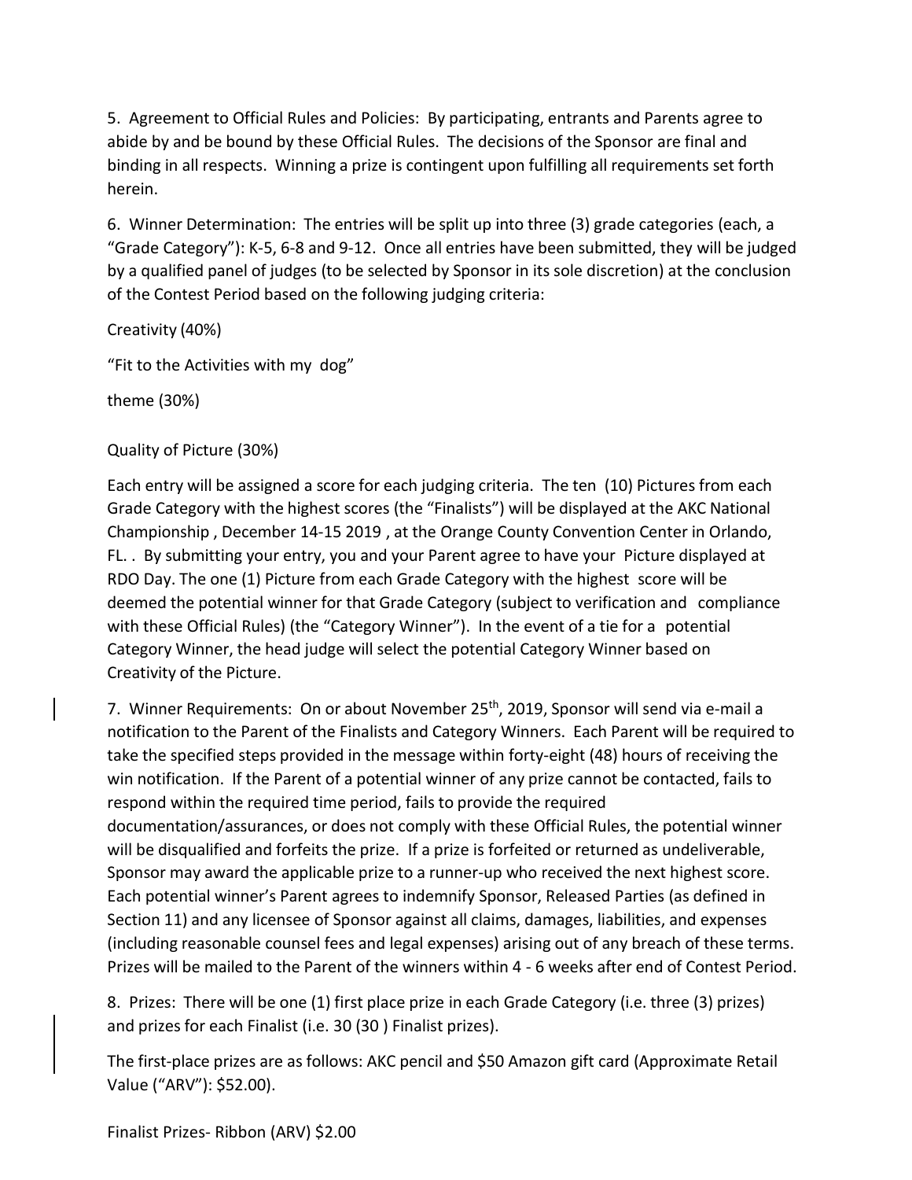5. Agreement to Official Rules and Policies: By participating, entrants and Parents agree to abide by and be bound by these Official Rules. The decisions of the Sponsor are final and binding in all respects. Winning a prize is contingent upon fulfilling all requirements set forth herein.

6. Winner Determination: The entries will be split up into three (3) grade categories (each, a "Grade Category"): K-5, 6-8 and 9-12. Once all entries have been submitted, they will be judged by a qualified panel of judges (to be selected by Sponsor in its sole discretion) at the conclusion of the Contest Period based on the following judging criteria:

Creativity (40%)

"Fit to the Activities with my dog"

theme (30%)

Quality of Picture (30%)

Each entry will be assigned a score for each judging criteria. The ten (10) Pictures from each Grade Category with the highest scores (the "Finalists") will be displayed at the AKC National Championship , December 14-15 2019 , at the Orange County Convention Center in Orlando, FL. . By submitting your entry, you and your Parent agree to have your Picture displayed at RDO Day. The one (1) Picture from each Grade Category with the highest score will be deemed the potential winner for that Grade Category (subject to verification and compliance with these Official Rules) (the "Category Winner"). In the event of a tie for a potential Category Winner, the head judge will select the potential Category Winner based on Creativity of the Picture.

7. Winner Requirements: On or about November 25th, 2019, Sponsor will send via e-mail a notification to the Parent of the Finalists and Category Winners. Each Parent will be required to take the specified steps provided in the message within forty-eight (48) hours of receiving the win notification. If the Parent of a potential winner of any prize cannot be contacted, fails to respond within the required time period, fails to provide the required documentation/assurances, or does not comply with these Official Rules, the potential winner will be disqualified and forfeits the prize. If a prize is forfeited or returned as undeliverable, Sponsor may award the applicable prize to a runner-up who received the next highest score. Each potential winner's Parent agrees to indemnify Sponsor, Released Parties (as defined in Section 11) and any licensee of Sponsor against all claims, damages, liabilities, and expenses (including reasonable counsel fees and legal expenses) arising out of any breach of these terms. Prizes will be mailed to the Parent of the winners within 4 - 6 weeks after end of Contest Period.

8. Prizes: There will be one (1) first place prize in each Grade Category (i.e. three (3) prizes) and prizes for each Finalist (i.e. 30 (30 ) Finalist prizes).

The first-place prizes are as follows: AKC pencil and $50 Amazon gift card (Approximate Retail Value ("ARV"): $52.00).

Finalist Prizes- Ribbon (ARV) $2.00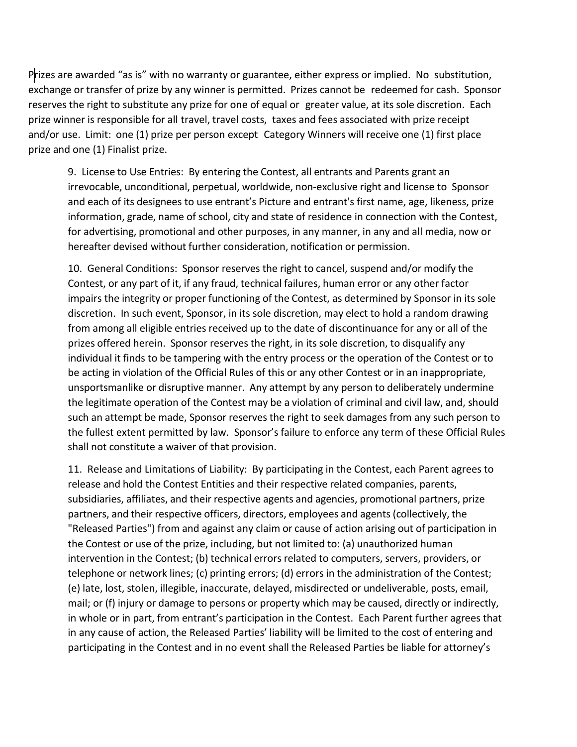Prizes are awarded "as is" with no warranty or guarantee, either express or implied. No substitution, exchange or transfer of prize by any winner is permitted. Prizes cannot be redeemed for cash. Sponsor reserves the right to substitute any prize for one of equal or greater value, at its sole discretion. Each prize winner is responsible for all travel, travel costs, taxes and fees associated with prize receipt and/or use. Limit: one (1) prize per person except Category Winners will receive one (1) first place prize and one (1) Finalist prize.

9. License to Use Entries: By entering the Contest, all entrants and Parents grant an irrevocable, unconditional, perpetual, worldwide, non-exclusive right and license to Sponsor and each of its designees to use entrant's Picture and entrant's first name, age, likeness, prize information, grade, name of school, city and state of residence in connection with the Contest, for advertising, promotional and other purposes, in any manner, in any and all media, now or hereafter devised without further consideration, notification or permission.

10. General Conditions: Sponsor reserves the right to cancel, suspend and/or modify the Contest, or any part of it, if any fraud, technical failures, human error or any other factor impairs the integrity or proper functioning of the Contest, as determined by Sponsor in its sole discretion. In such event, Sponsor, in its sole discretion, may elect to hold a random drawing from among all eligible entries received up to the date of discontinuance for any or all of the prizes offered herein. Sponsor reserves the right, in its sole discretion, to disqualify any individual it finds to be tampering with the entry process or the operation of the Contest or to be acting in violation of the Official Rules of this or any other Contest or in an inappropriate, unsportsmanlike or disruptive manner. Any attempt by any person to deliberately undermine the legitimate operation of the Contest may be a violation of criminal and civil law, and, should such an attempt be made, Sponsor reserves the right to seek damages from any such person to the fullest extent permitted by law. Sponsor's failure to enforce any term of these Official Rules shall not constitute a waiver of that provision.

11. Release and Limitations of Liability: By participating in the Contest, each Parent agrees to release and hold the Contest Entities and their respective related companies, parents, subsidiaries, affiliates, and their respective agents and agencies, promotional partners, prize partners, and their respective officers, directors, employees and agents (collectively, the "Released Parties") from and against any claim or cause of action arising out of participation in the Contest or use of the prize, including, but not limited to: (a) unauthorized human intervention in the Contest; (b) technical errors related to computers, servers, providers, or telephone or network lines; (c) printing errors; (d) errors in the administration of the Contest; (e) late, lost, stolen, illegible, inaccurate, delayed, misdirected or undeliverable, posts, email, mail; or (f) injury or damage to persons or property which may be caused, directly or indirectly, in whole or in part, from entrant's participation in the Contest. Each Parent further agrees that in any cause of action, the Released Parties' liability will be limited to the cost of entering and participating in the Contest and in no event shall the Released Parties be liable for attorney's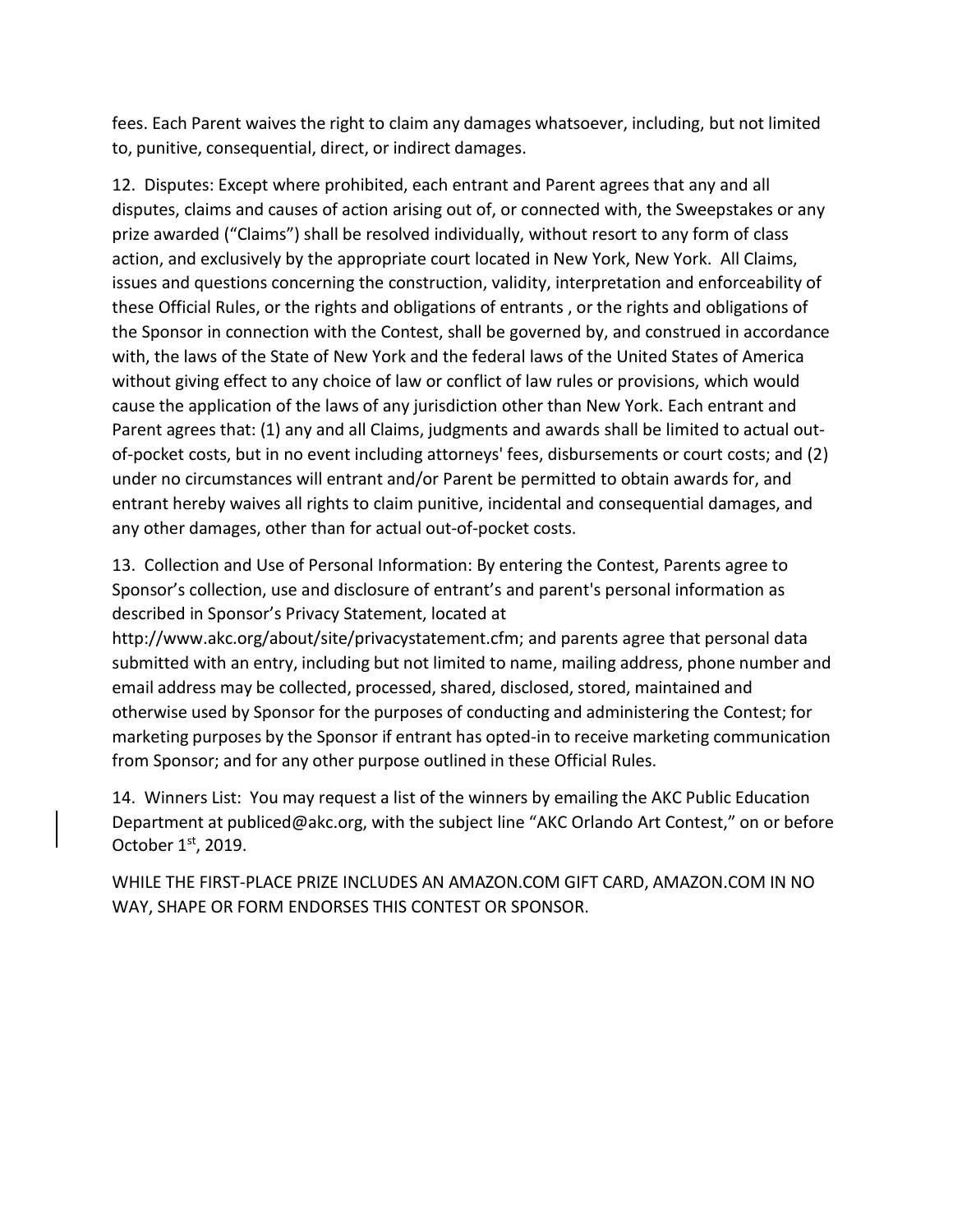fees. Each Parent waives the right to claim any damages whatsoever, including, but not limited to, punitive, consequential, direct, or indirect damages.

12. Disputes: Except where prohibited, each entrant and Parent agrees that any and all disputes, claims and causes of action arising out of, or connected with, the Sweepstakes or any prize awarded ("Claims") shall be resolved individually, without resort to any form of class action, and exclusively by the appropriate court located in New York, New York. All Claims, issues and questions concerning the construction, validity, interpretation and enforceability of these Official Rules, or the rights and obligations of entrants , or the rights and obligations of the Sponsor in connection with the Contest, shall be governed by, and construed in accordance with, the laws of the State of New York and the federal laws of the United States of America without giving effect to any choice of law or conflict of law rules or provisions, which would cause the application of the laws of any jurisdiction other than New York. Each entrant and Parent agrees that: (1) any and all Claims, judgments and awards shall be limited to actual out-of-pocket costs, but in no event including attorneys' fees, disbursements or court costs; and (2) under no circumstances will entrant and/or Parent be permitted to obtain awards for, and entrant hereby waives all rights to claim punitive, incidental and consequential damages, and any other damages, other than for actual out-of-pocket costs.

13. Collection and Use of Personal Information: By entering the Contest, Parents agree to Sponsor's collection, use and disclosure of entrant's and parent's personal information as described in Sponsor's Privacy Statement, located at http://www.akc.org/about/site/privacystatement.cfm; and parents agree that personal data submitted with an entry, including but not limited to name, mailing address, phone number and email address may be collected, processed, shared, disclosed, stored, maintained and otherwise used by Sponsor for the purposes of conducting and administering the Contest; for marketing purposes by the Sponsor if entrant has opted-in to receive marketing communication from Sponsor; and for any other purpose outlined in these Official Rules.

14. Winners List: You may request a list of the winners by emailing the AKC Public Education Department at publiced@akc.org, with the subject line "AKC Orlando Art Contest," on or before October 1st, 2019.

WHILE THE FIRST-PLACE PRIZE INCLUDES AN AMAZON.COM GIFT CARD, AMAZON.COM IN NO WAY, SHAPE OR FORM ENDORSES THIS CONTEST OR SPONSOR.